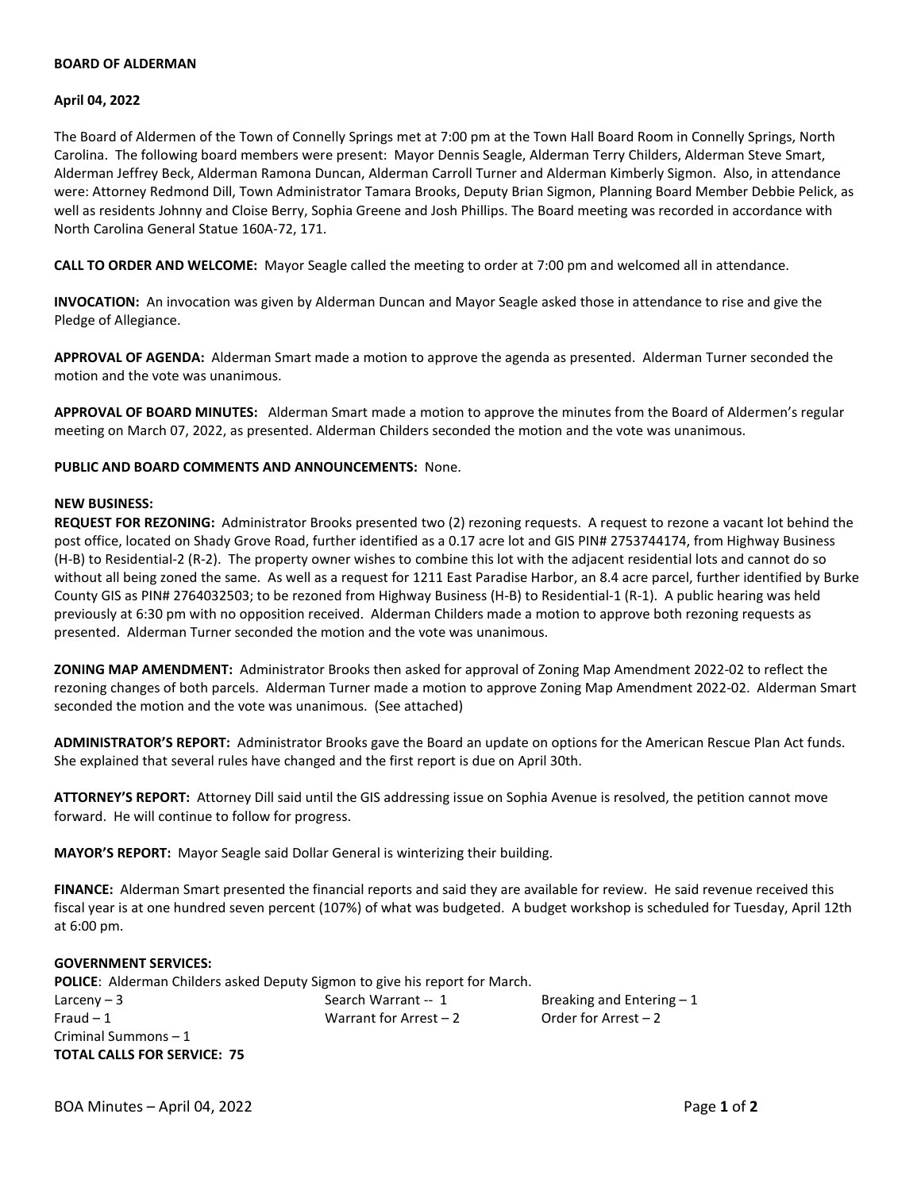**BOARD OF ALDERMAN**

**April 04, 2022**

The Board of Aldermen of the Town of Connelly Springs met at 7:00 pm at the Town Hall Board Room in Connelly Springs, North Carolina. The following board members were present: Mayor Dennis Seagle, Alderman Terry Childers, Alderman Steve Smart, Alderman Jeffrey Beck, Alderman Ramona Duncan, Alderman Carroll Turner and Alderman Kimberly Sigmon. Also, in attendance were: Attorney Redmond Dill, Town Administrator Tamara Brooks, Deputy Brian Sigmon, Planning Board Member Debbie Pelick, as well as residents Johnny and Cloise Berry, Sophia Greene and Josh Phillips. The Board meeting was recorded in accordance with North Carolina General Statue 160A-72, 171.

**CALL TO ORDER AND WELCOME:** Mayor Seagle called the meeting to order at 7:00 pm and welcomed all in attendance.

**INVOCATION:** An invocation was given by Alderman Duncan and Mayor Seagle asked those in attendance to rise and give the Pledge of Allegiance.

**APPROVAL OF AGENDA:** Alderman Smart made a motion to approve the agenda as presented. Alderman Turner seconded the motion and the vote was unanimous.

**APPROVAL OF BOARD MINUTES:** Alderman Smart made a motion to approve the minutes from the Board of Aldermen's regular meeting on March 07, 2022, as presented. Alderman Childers seconded the motion and the vote was unanimous.

**PUBLIC AND BOARD COMMENTS AND ANNOUNCEMENTS:** None.

**NEW BUSINESS:**

**REQUEST FOR REZONING:** Administrator Brooks presented two (2) rezoning requests. A request to rezone a vacant lot behind the post office, located on Shady Grove Road, further identified as a 0.17 acre lot and GIS PIN# 2753744174, from Highway Business (H-B) to Residential-2 (R-2). The property owner wishes to combine this lot with the adjacent residential lots and cannot do so without all being zoned the same. As well as a request for 1211 East Paradise Harbor, an 8.4 acre parcel, further identified by Burke County GIS as PIN# 2764032503; to be rezoned from Highway Business (H-B) to Residential-1 (R-1). A public hearing was held previously at 6:30 pm with no opposition received. Alderman Childers made a motion to approve both rezoning requests as presented. Alderman Turner seconded the motion and the vote was unanimous.

**ZONING MAP AMENDMENT:** Administrator Brooks then asked for approval of Zoning Map Amendment 2022-02 to reflect the rezoning changes of both parcels. Alderman Turner made a motion to approve Zoning Map Amendment 2022-02. Alderman Smart seconded the motion and the vote was unanimous. (See attached)

**ADMINISTRATOR'S REPORT:** Administrator Brooks gave the Board an update on options for the American Rescue Plan Act funds. She explained that several rules have changed and the first report is due on April 30th.

**ATTORNEY'S REPORT:** Attorney Dill said until the GIS addressing issue on Sophia Avenue is resolved, the petition cannot move forward. He will continue to follow for progress.

**MAYOR'S REPORT:** Mayor Seagle said Dollar General is winterizing their building.

**FINANCE:** Alderman Smart presented the financial reports and said they are available for review. He said revenue received this fiscal year is at one hundred seven percent (107%) of what was budgeted. A budget workshop is scheduled for Tuesday, April 12th at 6:00 pm.

**GOVERNMENT SERVICES:**

**POLICE**: Alderman Childers asked Deputy Sigmon to give his report for March.

| | | |
|---|---|---|
| Larceny – 3 | Search Warrant -- 1 | Breaking and Entering – 1 |
| Fraud – 1 | Warrant for Arrest – 2 | Order for Arrest – 2 |
| Criminal Summons – 1 | | |

**TOTAL CALLS FOR SERVICE: 75**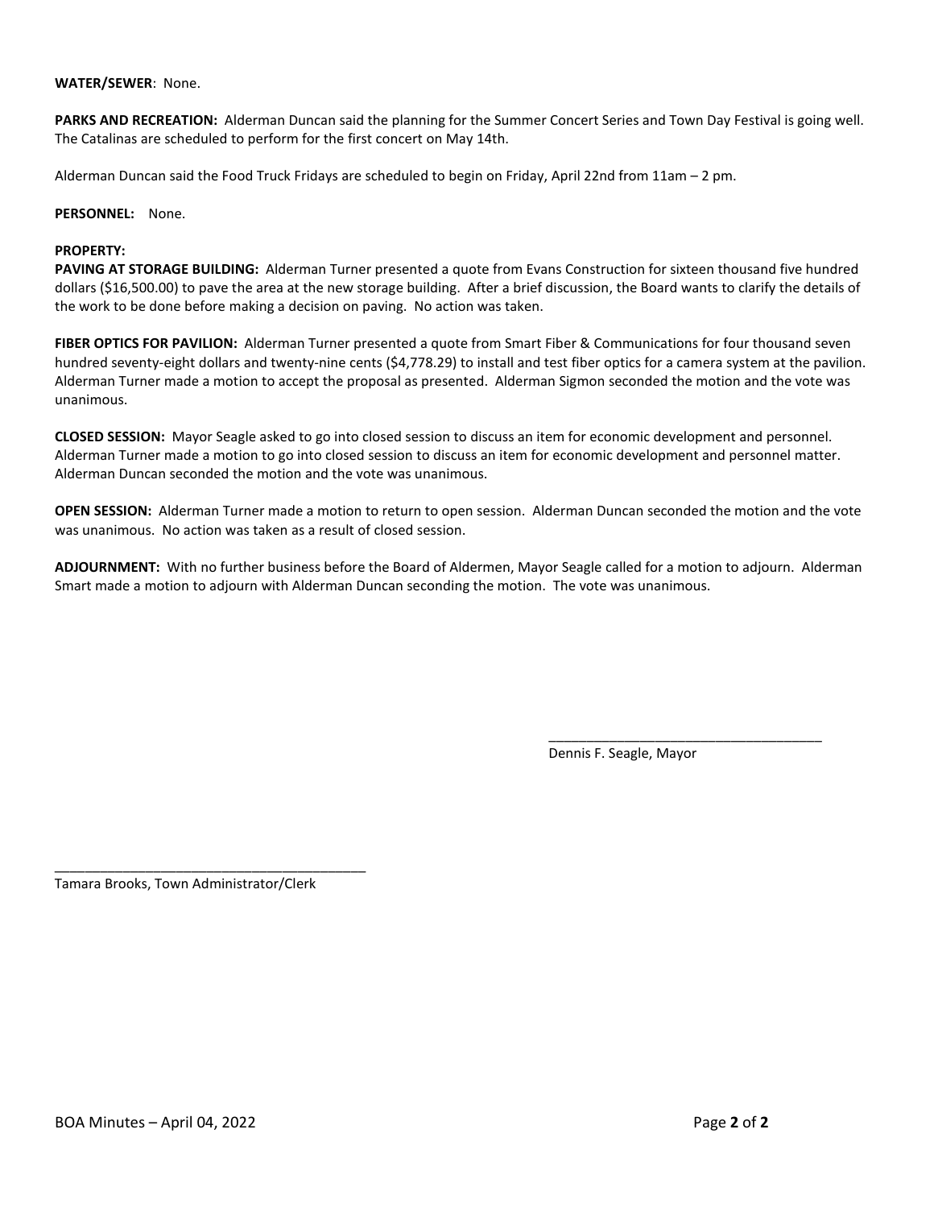**WATER/SEWER**: None.

**PARKS AND RECREATION:** Alderman Duncan said the planning for the Summer Concert Series and Town Day Festival is going well. The Catalinas are scheduled to perform for the first concert on May 14th.

Alderman Duncan said the Food Truck Fridays are scheduled to begin on Friday, April 22nd from 11am – 2 pm.

**PERSONNEL:** None.

**PROPERTY:**

**PAVING AT STORAGE BUILDING:** Alderman Turner presented a quote from Evans Construction for sixteen thousand five hundred dollars ($16,500.00) to pave the area at the new storage building. After a brief discussion, the Board wants to clarify the details of the work to be done before making a decision on paving. No action was taken.

**FIBER OPTICS FOR PAVILION:** Alderman Turner presented a quote from Smart Fiber & Communications for four thousand seven hundred seventy-eight dollars and twenty-nine cents ($4,778.29) to install and test fiber optics for a camera system at the pavilion. Alderman Turner made a motion to accept the proposal as presented. Alderman Sigmon seconded the motion and the vote was unanimous.

**CLOSED SESSION:** Mayor Seagle asked to go into closed session to discuss an item for economic development and personnel. Alderman Turner made a motion to go into closed session to discuss an item for economic development and personnel matter. Alderman Duncan seconded the motion and the vote was unanimous.

**OPEN SESSION:** Alderman Turner made a motion to return to open session. Alderman Duncan seconded the motion and the vote was unanimous. No action was taken as a result of closed session.

**ADJOURNMENT:** With no further business before the Board of Aldermen, Mayor Seagle called for a motion to adjourn. Alderman Smart made a motion to adjourn with Alderman Duncan seconding the motion. The vote was unanimous.

_____________________________________
Dennis F. Seagle, Mayor

_____________________________________
Tamara Brooks, Town Administrator/Clerk